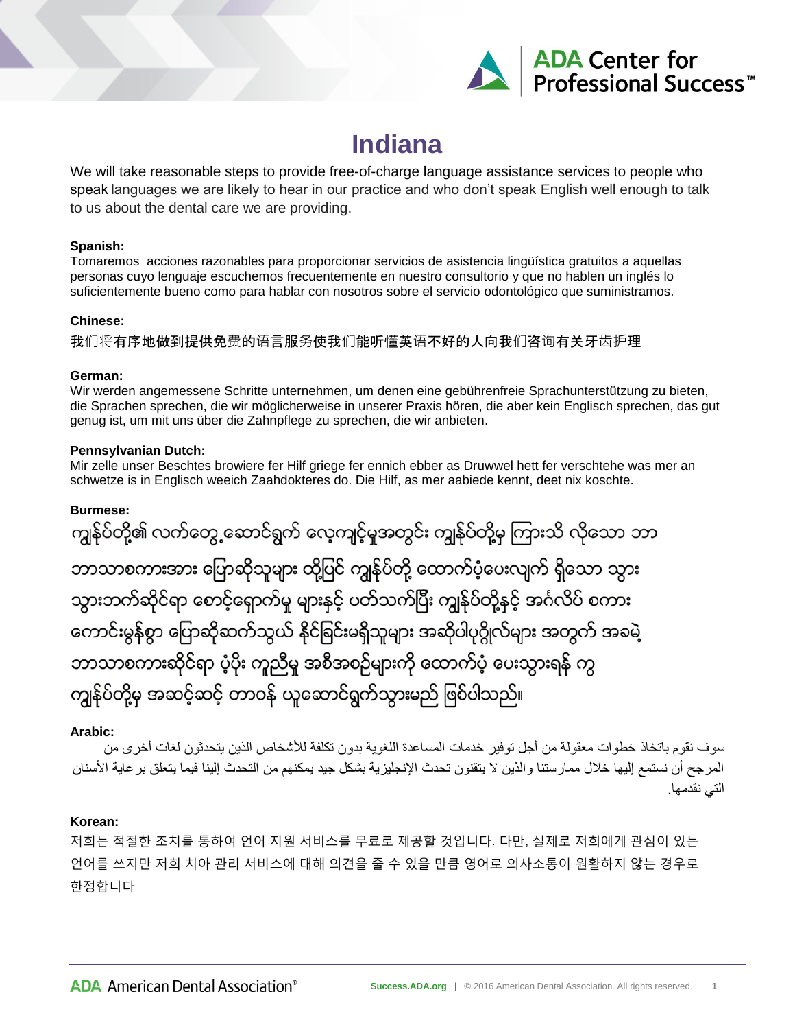# Indiana

We will take reasonable steps to provide free-of-charge language assistance services to people who speak languages we are likely to hear in our practice and who don't speak English well enough to talk to us about the dental care we are providing.

**Spanish:**

Tomaremos acciones razonables para proporcionar servicios de asistencia lingüística gratuitos a aquellas personas cuyo lenguaje escuchemos frecuentemente en nuestro consultorio y que no hablen un inglés lo suficientemente bueno como para hablar con nosotros sobre el servicio odontológico que suministramos.

**Chinese:**

我们将有序地做到提供免费的语言服务使我们能听懂英语不好的人向我们咨询有关牙齿护理

**German:**

Wir werden angemessene Schritte unternehmen, um denen eine gebührenfreie Sprachunterstützung zu bieten, die Sprachen sprechen, die wir möglicherweise in unserer Praxis hören, die aber kein Englisch sprechen, das gut genug ist, um mit uns über die Zahnpflege zu sprechen, die wir anbieten.

**Pennsylvanian Dutch:**

Mir zelle unser Beschtes browiere fer Hilf griege fer ennich ebber as Druwwel hett fer verschtehe was mer an schwetze is in Englisch weeich Zaahdokteres do. Die Hilf, as mer aabiede kennt, deet nix koschte.

**Burmese:**

ကျွန်ုပ်တို့၏ လက်တွေ့ဆောင်ရွက် လေ့ကျင့်မှုအတွင်း ကျွန်ုပ်တို့မှ ကြားသိ လိုသော ဘာဘာသာစကားအား ပြောဆိုသူများ ထို့ပြင် ကျွန်ုပ်တို့ ထောက်ပံ့ပေးလျက် ရှိသော သွားသွားဘက်ဆိုင်ရာ စောင့်ရှောက်မှု များနှင့် ပတ်သက်ပြီး ကျွန်ုပ်တို့နှင့် အင်္ဂလိပ် စကားကောင်းမွန်စွာ ပြောဆိုဆက်သွယ် နိုင်ခြင်းမရှိသူများ အဆိုပါပုဂ္ဂိုလ်များ အတွက် အခမဲ့ဘာသာစကားဆိုင်ရာ ပံ့ပိုး ကူညီမှု အစီအစဉ်များကို ထောက်ပံ့ ပေးသွားရန် ကွကျွန်ုပ်တို့မှ အဆင့်ဆင့် တာဝန် ယူဆောင်ရွက်သွားမည် ဖြစ်ပါသည်။

**Arabic:**

سوف نقوم باتخاذ خطوات معقولة من أجل توفير خدمات المساعدة اللغوية بدون تكلفة للأشخاص الذين يتحدثون لغات أخرى من المرجح أن نستمع إليها خلال ممارستنا والذين لا يتقنون تحدث الإنجليزية بشكل جيد يمكنهم من التحدث إلينا فيما يتعلق برعاية الأسنان التي نقدمها.

**Korean:**

저희는 적절한 조치를 통하여 언어 지원 서비스를 무료로 제공할 것입니다. 다만, 실제로 저희에게 관심이 있는 언어를 쓰지만 저희 치아 관리 서비스에 대해 의견을 줄 수 있을 만큼 영어로 의사소통이 원활하지 않는 경우로 한정합니다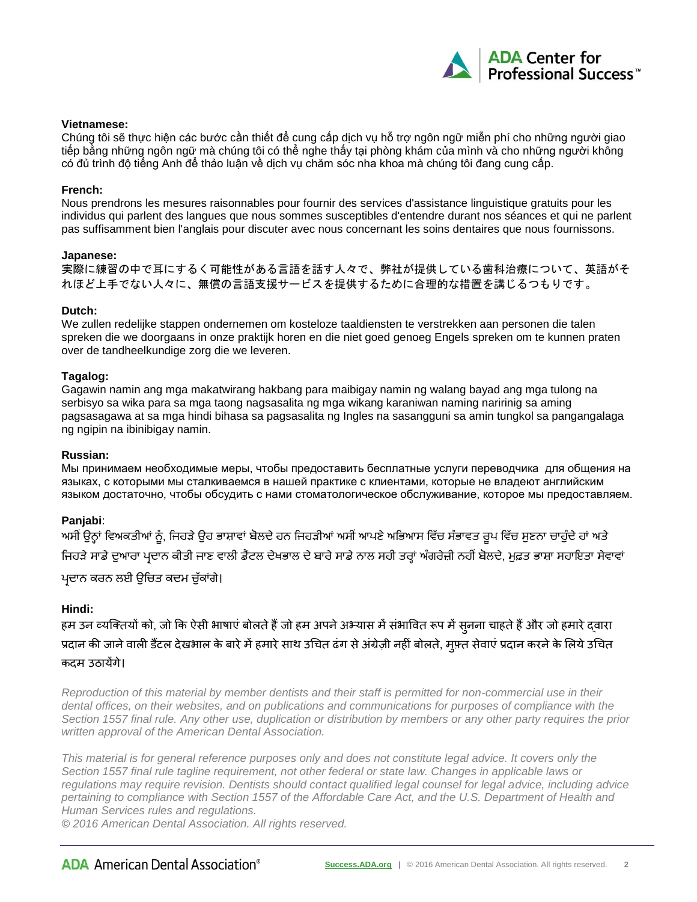**Vietnamese:**
Chúng tôi sẽ thực hiện các bước cần thiết để cung cấp dịch vụ hỗ trợ ngôn ngữ miễn phí cho những người giao tiếp bằng những ngôn ngữ mà chúng tôi có thể nghe thấy tại phòng khám của mình và cho những người không có đủ trình độ tiếng Anh để thảo luận về dịch vụ chăm sóc nha khoa mà chúng tôi đang cung cấp.

**French:**
Nous prendrons les mesures raisonnables pour fournir des services d'assistance linguistique gratuits pour les individus qui parlent des langues que nous sommes susceptibles d'entendre durant nos séances et qui ne parlent pas suffisamment bien l'anglais pour discuter avec nous concernant les soins dentaires que nous fournissons.

**Japanese:**
実際に練習の中で耳にするく可能性がある言語を話す人々で、弊社が提供している歯科治療について、英語がそれほど上手でない人々に、無償の言語支援サービスを提供するために合理的な措置を講じるつもりです。

**Dutch:**
We zullen redelijke stappen ondernemen om kosteloze taaldiensten te verstrekken aan personen die talen spreken die we doorgaans in onze praktijk horen en die niet goed genoeg Engels spreken om te kunnen praten over de tandheelkundige zorg die we leveren.

**Tagalog:**
Gagawin namin ang mga makatwirang hakbang para maibigay namin ng walang bayad ang mga tulong na serbisyo sa wika para sa mga taong nagsasalita ng mga wikang karaniwan naming naririnig sa aming pagsasagawa at sa mga hindi bihasa sa pagsasalita ng Ingles na sasangguni sa amin tungkol sa pangangalaga ng ngipin na ibinibigay namin.

**Russian:**
Мы принимаем необходимые меры, чтобы предоставить бесплатные услуги переводчика для общения на языках, с которыми мы сталкиваемся в нашей практике с клиентами, которые не владеют английским языком достаточно, чтобы обсудить с нами стоматологическое обслуживание, которое мы предоставляем.

**Panjabi**:
ਅਸੀਂ ਉਨ੍ਹਾਂ ਵਿਅਕਤੀਆਂ ਨੂੰ, ਜਿਹੜੇ ਉਹ ਭਾਸ਼ਾਵਾਂ ਬੋਲਦੇ ਹਨ ਜਿਹੜੀਆਂ ਅਸੀਂ ਆਪਣੇ ਅਭਿਆਸ ਵਿੱਚ ਸੰਭਾਵਤ ਰੂਪ ਵਿੱਚ ਸੁਣਨਾ ਚਾਹੁੰਦੇ ਹਾਂ ਅਤੇ ਜਿਹੜੇ ਸਾਡੇ ਦੁਆਰਾ ਪ੍ਰਦਾਨ ਕੀਤੀ ਜਾਣ ਵਾਲੀ ਡੈਂਟਲ ਦੇਖਭਾਲ ਦੇ ਬਾਰੇ ਸਾਡੇ ਨਾਲ ਸਹੀ ਤਰ੍ਹਾਂ ਅੰਗਰੇਜ਼ੀ ਨਹੀਂ ਬੋਲਦੇ, ਮੁਫ਼ਤ ਭਾਸ਼ਾ ਸਹਾਇਤਾ ਸੇਵਾਵਾਂ ਪ੍ਰਦਾਨ ਕਰਨ ਲਈ ਉਚਿਤ ਕਦਮ ਚੁੱਕਾਂਗੇ।

**Hindi:**
हम उन व्यक्तियों को, जो कि ऐसी भाषाएं बोलते हैं जो हम अपने अभ्यास में संभावित रूप में सुनना चाहते हैं और जो हमारे द्वारा प्रदान की जाने वाली डैंटल देखभाल के बारे में हमारे साथ उचित ढंग से अंग्रेज़ी नहीं बोलते, मुफ़्त सेवाएं प्रदान करने के लिये उचित कदम उठायेंगे।

*Reproduction of this material by member dentists and their staff is permitted for non-commercial use in their dental offices, on their websites, and on publications and communications for purposes of compliance with the Section 1557 final rule. Any other use, duplication or distribution by members or any other party requires the prior written approval of the American Dental Association.*

*This material is for general reference purposes only and does not constitute legal advice. It covers only the Section 1557 final rule tagline requirement, not other federal or state law. Changes in applicable laws or regulations may require revision. Dentists should contact qualified legal counsel for legal advice, including advice pertaining to compliance with Section 1557 of the Affordable Care Act, and the U.S. Department of Health and Human Services rules and regulations.*
*© 2016 American Dental Association. All rights reserved.*